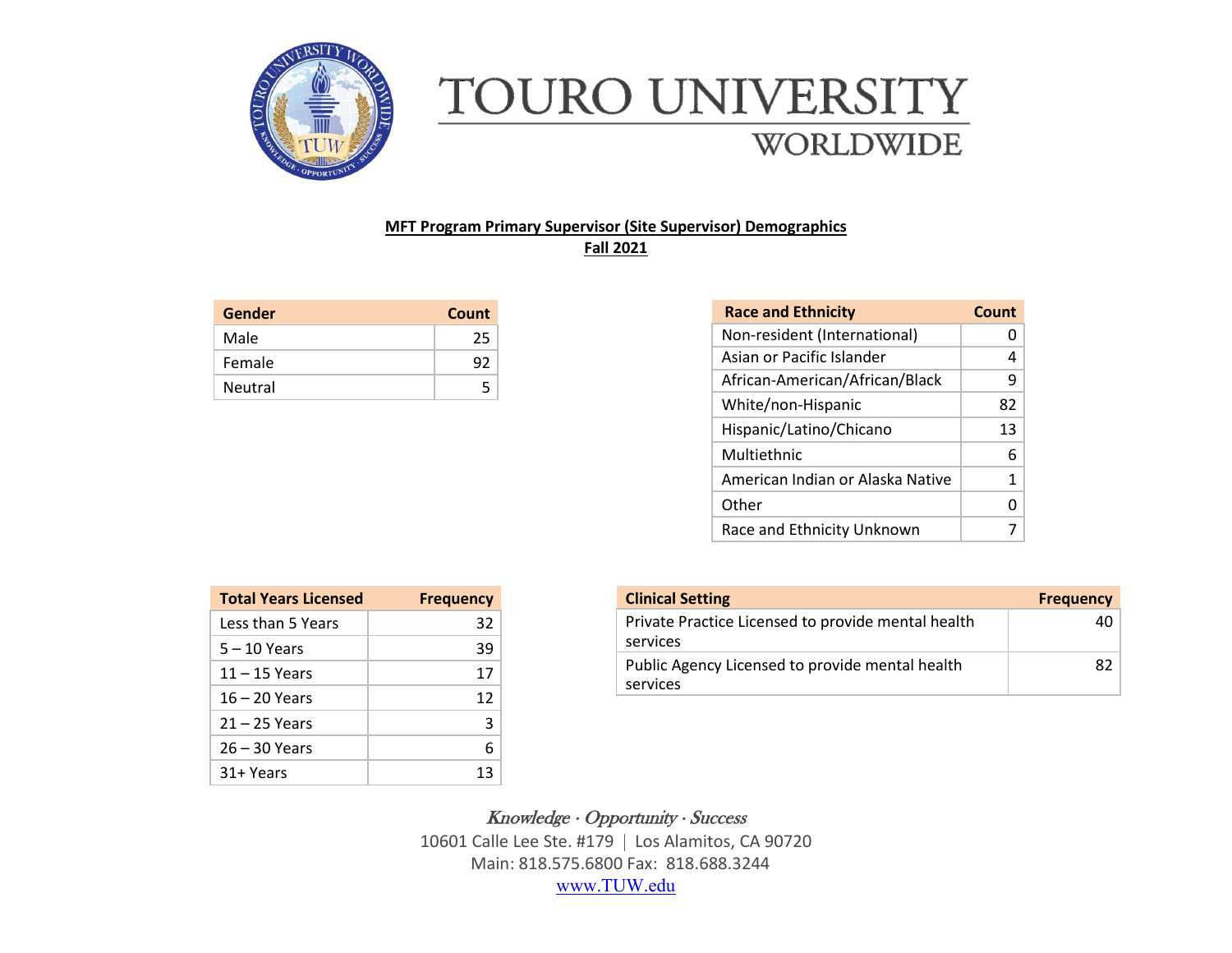# TOURO UNIVERSITY WORLDWIDE

**MFT Program Primary Supervisor (Site Supervisor) Demographics**
**Fall 2021**

| Gender | Count |
|---|---|
| Male | 25 |
| Female | 92 |
| Neutral | 5 |

| Race and Ethnicity | Count |
|---|---|
| Non-resident (International) | 0 |
| Asian or Pacific Islander | 4 |
| African-American/African/Black | 9 |
| White/non-Hispanic | 82 |
| Hispanic/Latino/Chicano | 13 |
| Multiethnic | 6 |
| American Indian or Alaska Native | 1 |
| Other | 0 |
| Race and Ethnicity Unknown | 7 |

| Total Years Licensed | Frequency |
|---|---|
| Less than 5 Years | 32 |
| 5 – 10 Years | 39 |
| 11 – 15 Years | 17 |
| 16 – 20 Years | 12 |
| 21 – 25 Years | 3 |
| 26 – 30 Years | 6 |
| 31+ Years | 13 |

| Clinical Setting | Frequency |
|---|---|
| Private Practice Licensed to provide mental health services | 40 |
| Public Agency Licensed to provide mental health services | 82 |

*Knowledge · Opportunity · Success*
10601 Calle Lee Ste. #179 | Los Alamitos, CA 90720
Main: 818.575.6800 Fax: 818.688.3244
www.TUW.edu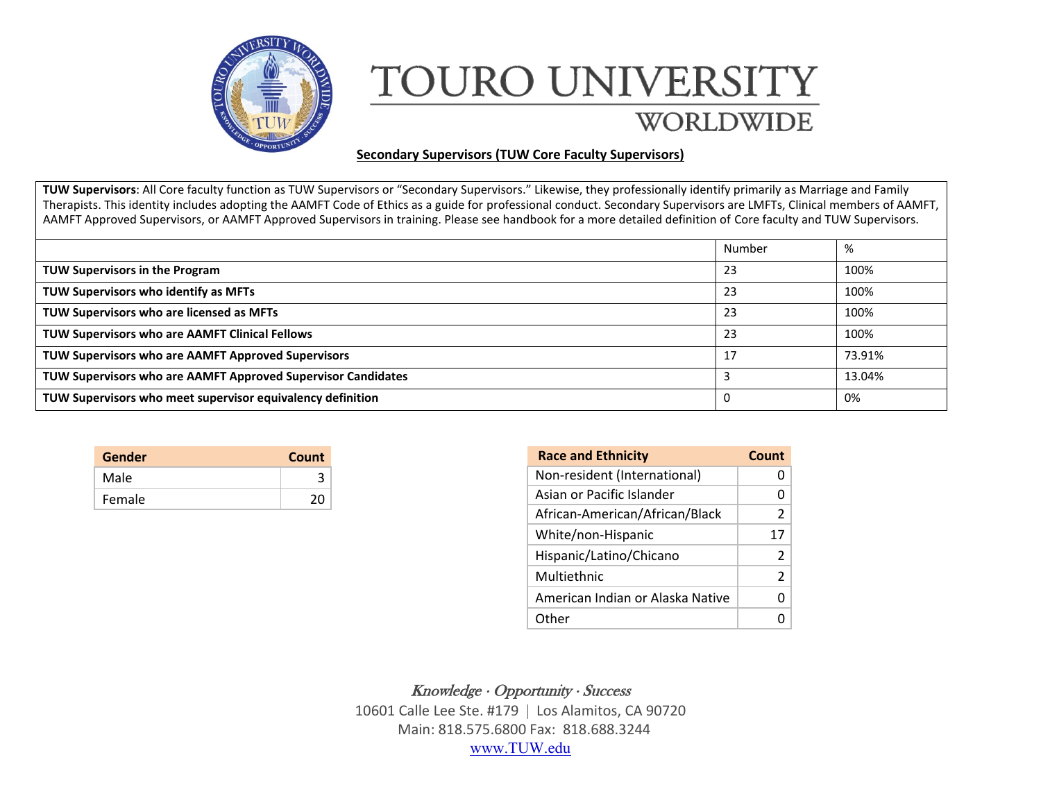# TOURO UNIVERSITY WORLDWIDE

## Secondary Supervisors (TUW Core Faculty Supervisors)

**TUW Supervisors**: All Core faculty function as TUW Supervisors or "Secondary Supervisors." Likewise, they professionally identify primarily as Marriage and Family Therapists. This identity includes adopting the AAMFT Code of Ethics as a guide for professional conduct. Secondary Supervisors are LMFTs, Clinical members of AAMFT, AAMFT Approved Supervisors, or AAMFT Approved Supervisors in training. Please see handbook for a more detailed definition of Core faculty and TUW Supervisors.

| | Number | % |
|---|---|---|
| **TUW Supervisors in the Program** | 23 | 100% |
| **TUW Supervisors who identify as MFTs** | 23 | 100% |
| **TUW Supervisors who are licensed as MFTs** | 23 | 100% |
| **TUW Supervisors who are AAMFT Clinical Fellows** | 23 | 100% |
| **TUW Supervisors who are AAMFT Approved Supervisors** | 17 | 73.91% |
| **TUW Supervisors who are AAMFT Approved Supervisor Candidates** | 3 | 13.04% |
| **TUW Supervisors who meet supervisor equivalency definition** | 0 | 0% |

| Gender | Count |
|---|---|
| Male | 3 |
| Female | 20 |

| Race and Ethnicity | Count |
|---|---|
| Non-resident (International) | 0 |
| Asian or Pacific Islander | 0 |
| African-American/African/Black | 2 |
| White/non-Hispanic | 17 |
| Hispanic/Latino/Chicano | 2 |
| Multiethnic | 2 |
| American Indian or Alaska Native | 0 |
| Other | 0 |

*Knowledge · Opportunity · Success*

10601 Calle Lee Ste. #179 | Los Alamitos, CA 90720

Main: 818.575.6800 Fax: 818.688.3244

www.TUW.edu